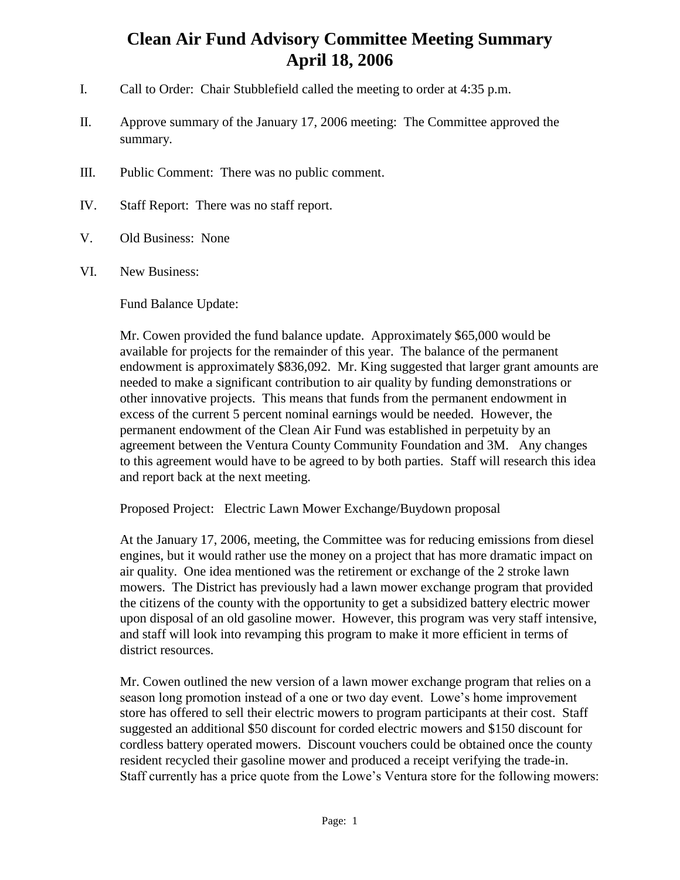# Clean Air Fund Advisory Committee Meeting Summary
## April 18, 2006

I. Call to Order: Chair Stubblefield called the meeting to order at 4:35 p.m.

II. Approve summary of the January 17, 2006 meeting: The Committee approved the summary.

III. Public Comment: There was no public comment.

IV. Staff Report: There was no staff report.

V. Old Business: None

VI. New Business:

Fund Balance Update:

Mr. Cowen provided the fund balance update. Approximately $65,000 would be available for projects for the remainder of this year. The balance of the permanent endowment is approximately $836,092. Mr. King suggested that larger grant amounts are needed to make a significant contribution to air quality by funding demonstrations or other innovative projects. This means that funds from the permanent endowment in excess of the current 5 percent nominal earnings would be needed. However, the permanent endowment of the Clean Air Fund was established in perpetuity by an agreement between the Ventura County Community Foundation and 3M. Any changes to this agreement would have to be agreed to by both parties. Staff will research this idea and report back at the next meeting.

Proposed Project: Electric Lawn Mower Exchange/Buydown proposal

At the January 17, 2006, meeting, the Committee was for reducing emissions from diesel engines, but it would rather use the money on a project that has more dramatic impact on air quality. One idea mentioned was the retirement or exchange of the 2 stroke lawn mowers. The District has previously had a lawn mower exchange program that provided the citizens of the county with the opportunity to get a subsidized battery electric mower upon disposal of an old gasoline mower. However, this program was very staff intensive, and staff will look into revamping this program to make it more efficient in terms of district resources.

Mr. Cowen outlined the new version of a lawn mower exchange program that relies on a season long promotion instead of a one or two day event. Lowe's home improvement store has offered to sell their electric mowers to program participants at their cost. Staff suggested an additional $50 discount for corded electric mowers and $150 discount for cordless battery operated mowers. Discount vouchers could be obtained once the county resident recycled their gasoline mower and produced a receipt verifying the trade-in. Staff currently has a price quote from the Lowe's Ventura store for the following mowers: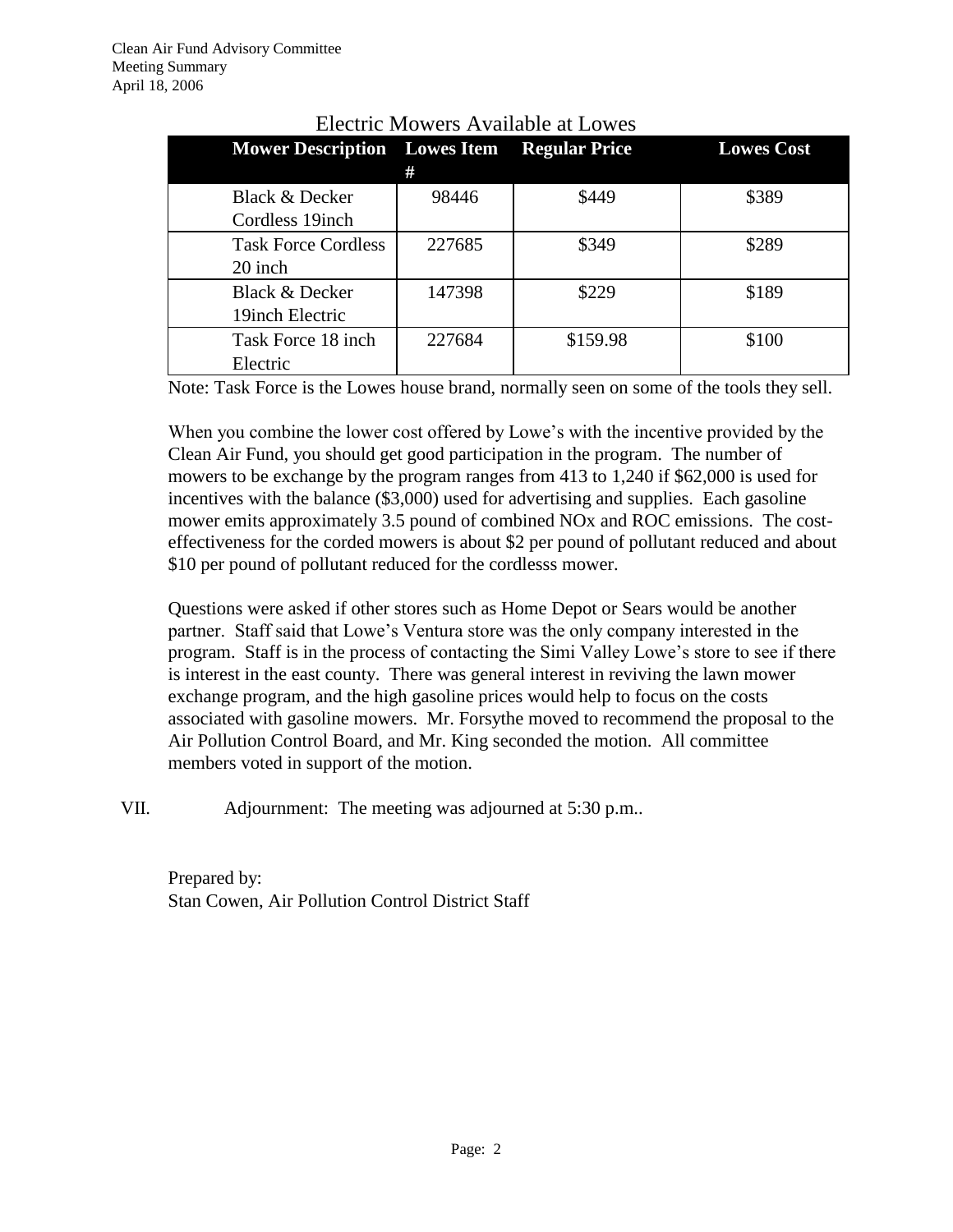Electric Mowers Available at Lowes

| Mower Description | Lowes Item # | Regular Price | Lowes Cost |
|---|---|---|---|
| Black & Decker Cordless 19inch | 98446 | $449 | $389 |
| Task Force Cordless 20 inch | 227685 | $349 | $289 |
| Black & Decker 19inch Electric | 147398 | $229 | $189 |
| Task Force 18 inch Electric | 227684 | $159.98 | $100 |

Note: Task Force is the Lowes house brand, normally seen on some of the tools they sell.

When you combine the lower cost offered by Lowe's with the incentive provided by the Clean Air Fund, you should get good participation in the program. The number of mowers to be exchange by the program ranges from 413 to 1,240 if $62,000 is used for incentives with the balance ($3,000) used for advertising and supplies. Each gasoline mower emits approximately 3.5 pound of combined NOx and ROC emissions. The cost-effectiveness for the corded mowers is about $2 per pound of pollutant reduced and about $10 per pound of pollutant reduced for the cordlesss mower.

Questions were asked if other stores such as Home Depot or Sears would be another partner. Staff said that Lowe's Ventura store was the only company interested in the program. Staff is in the process of contacting the Simi Valley Lowe's store to see if there is interest in the east county. There was general interest in reviving the lawn mower exchange program, and the high gasoline prices would help to focus on the costs associated with gasoline mowers. Mr. Forsythe moved to recommend the proposal to the Air Pollution Control Board, and Mr. King seconded the motion. All committee members voted in support of the motion.

VII. Adjournment: The meeting was adjourned at 5:30 p.m..

Prepared by:
Stan Cowen, Air Pollution Control District Staff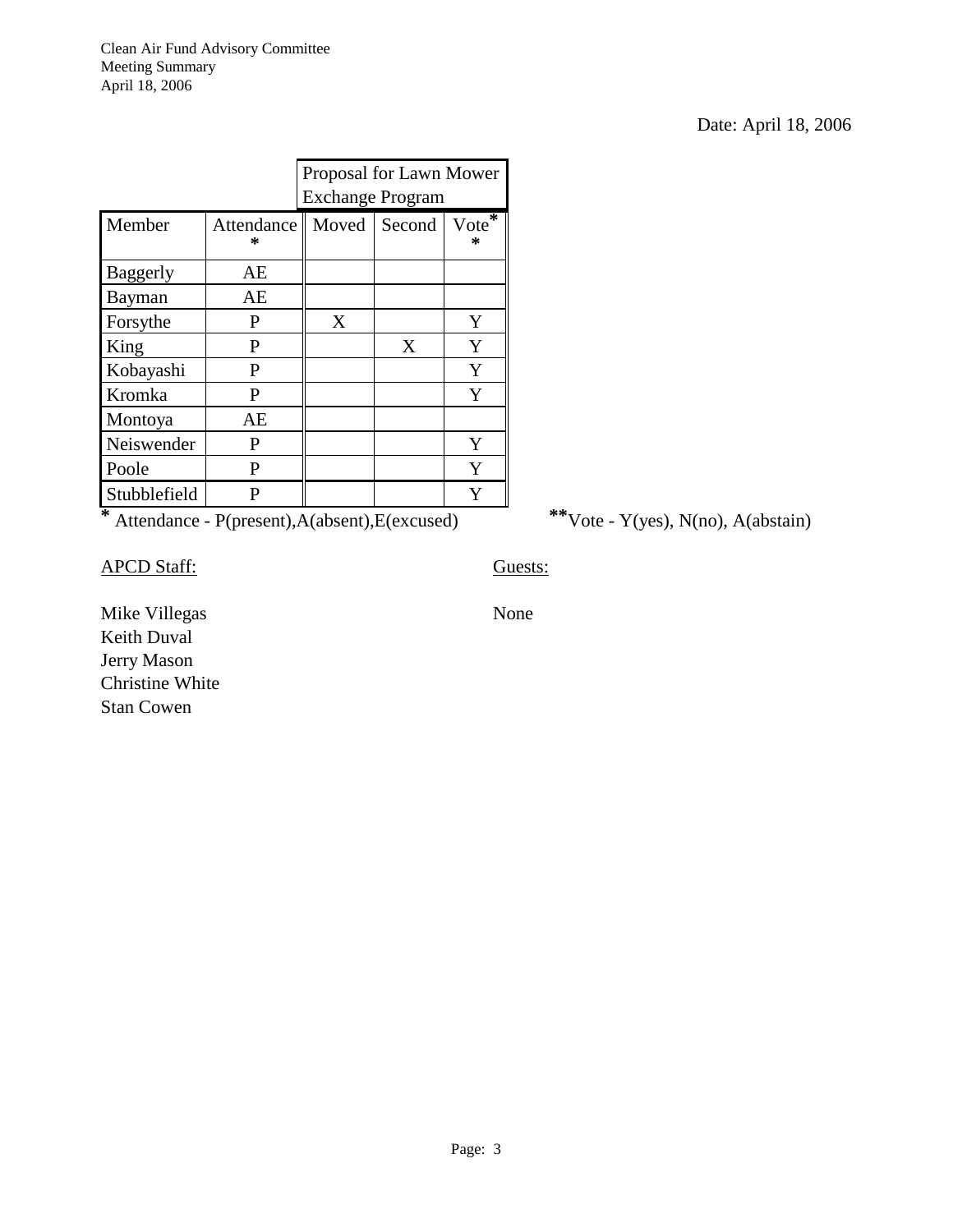Date: April 18, 2006

| | | Proposal for Lawn Mower Exchange Program | | |
|---|---|---|---|---|
| Member | Attendance * | Moved | Second | Vote** |
| Baggerly | AE | | | |
| Bayman | AE | | | |
| Forsythe | P | X | | Y |
| King | P | | X | Y |
| Kobayashi | P | | | Y |
| Kromka | P | | | Y |
| Montoya | AE | | | |
| Neiswender | P | | | Y |
| Poole | P | | | Y |
| Stubblefield | P | | | Y |

* Attendance - P(present),A(absent),E(excused)

**Vote - Y(yes), N(no), A(abstain)

APCD Staff:

Mike Villegas
Keith Duval
Jerry Mason
Christine White
Stan Cowen

Guests:

None